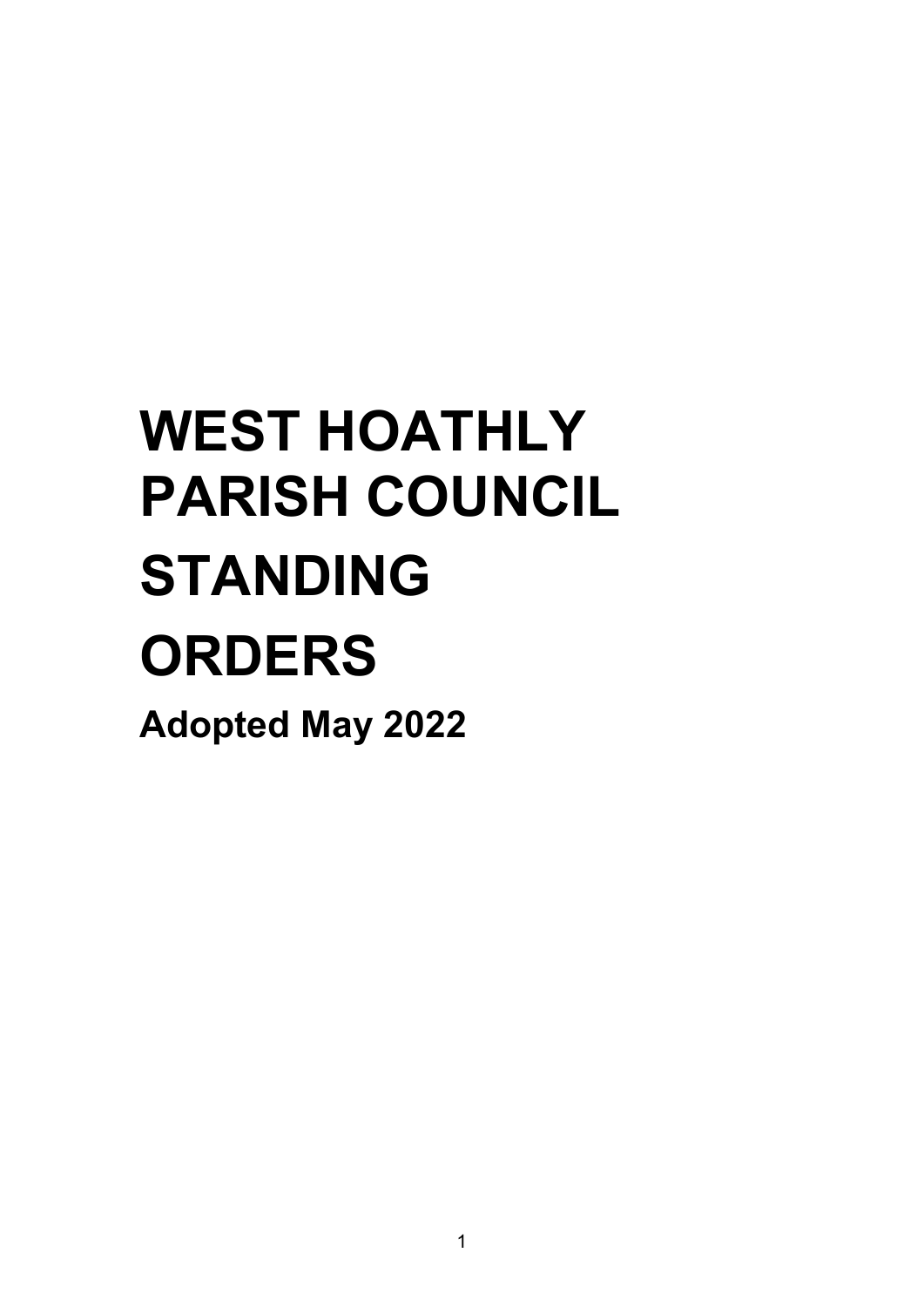# WEST HOATHLY PARISH COUNCIL STANDING ORDERS

**Adopted May 2022**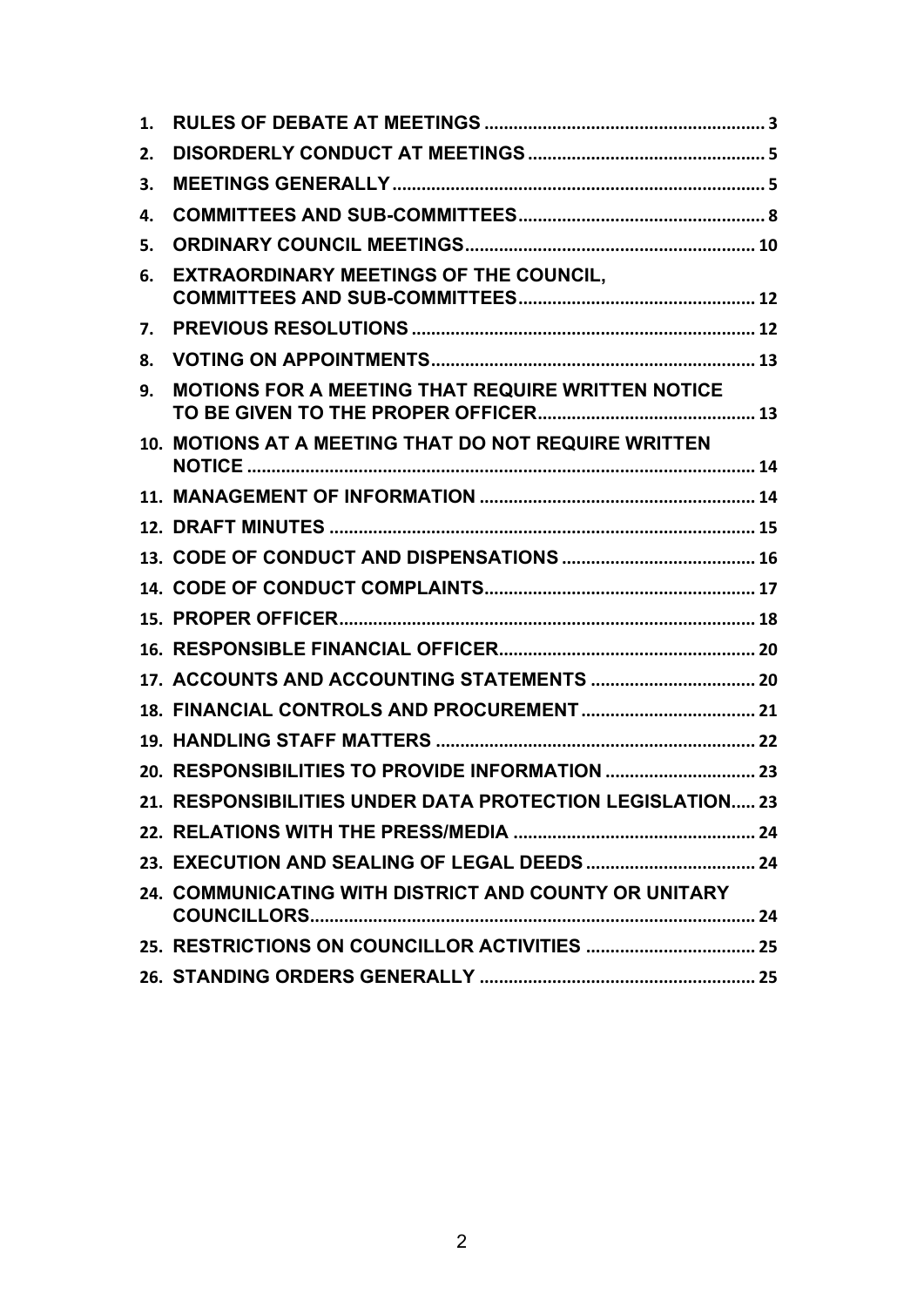1. **RULES OF DEBATE AT MEETINGS** ........................................................... 3
2. **DISORDERLY CONDUCT AT MEETINGS** .................................................. 5
3. **MEETINGS GENERALLY** ............................................................................. 5
4. **COMMITTEES AND SUB-COMMITTEES** .................................................... 8
5. **ORDINARY COUNCIL MEETINGS** ............................................................ 10
6. **EXTRAORDINARY MEETINGS OF THE COUNCIL, COMMITTEES AND SUB-COMMITTEES** ................................................. 12
7. **PREVIOUS RESOLUTIONS** ....................................................................... 12
8. **VOTING ON APPOINTMENTS** ................................................................... 13
9. **MOTIONS FOR A MEETING THAT REQUIRE WRITTEN NOTICE TO BE GIVEN TO THE PROPER OFFICER** ............................................. 13
10. **MOTIONS AT A MEETING THAT DO NOT REQUIRE WRITTEN NOTICE** ........................................................................................................ 14
11. **MANAGEMENT OF INFORMATION** .......................................................... 14
12. **DRAFT MINUTES** ........................................................................................ 15
13. **CODE OF CONDUCT AND DISPENSATIONS** ......................................... 16
14. **CODE OF CONDUCT COMPLAINTS** ......................................................... 17
15. **PROPER OFFICER** ...................................................................................... 18
16. **RESPONSIBLE FINANCIAL OFFICER** ..................................................... 20
17. **ACCOUNTS AND ACCOUNTING STATEMENTS** .................................. 20
18. **FINANCIAL CONTROLS AND PROCUREMENT** .................................... 21
19. **HANDLING STAFF MATTERS** .................................................................. 22
20. **RESPONSIBILITIES TO PROVIDE INFORMATION** ............................... 23
21. **RESPONSIBILITIES UNDER DATA PROTECTION LEGISLATION** ..... 23
22. **RELATIONS WITH THE PRESS/MEDIA** .................................................. 24
23. **EXECUTION AND SEALING OF LEGAL DEEDS** ................................... 24
24. **COMMUNICATING WITH DISTRICT AND COUNTY OR UNITARY COUNCILLORS** ........................................................................................... 24
25. **RESTRICTIONS ON COUNCILLOR ACTIVITIES** ................................... 25
26. **STANDING ORDERS GENERALLY** ......................................................... 25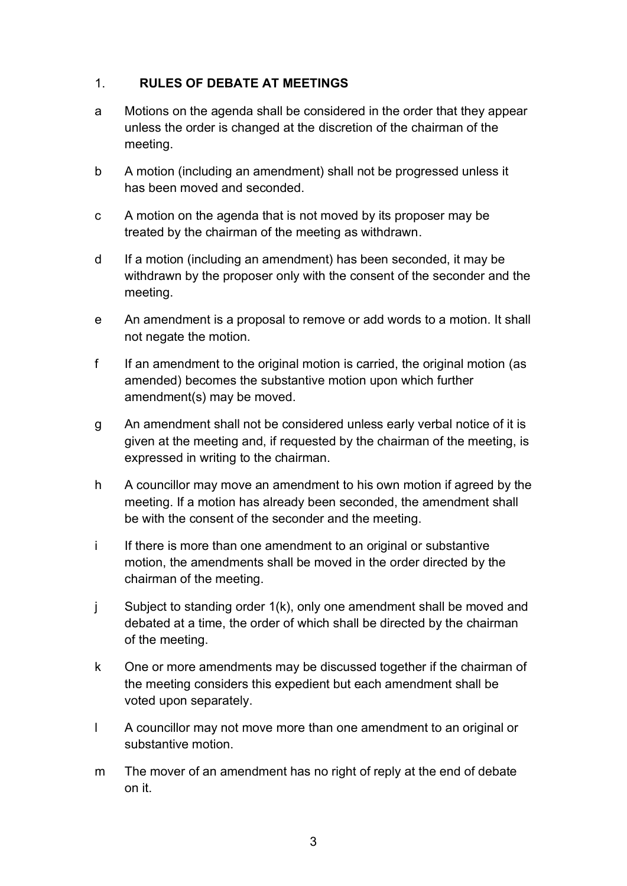## 1. **RULES OF DEBATE AT MEETINGS**

a Motions on the agenda shall be considered in the order that they appear unless the order is changed at the discretion of the chairman of the meeting.

b A motion (including an amendment) shall not be progressed unless it has been moved and seconded.

c A motion on the agenda that is not moved by its proposer may be treated by the chairman of the meeting as withdrawn.

d If a motion (including an amendment) has been seconded, it may be withdrawn by the proposer only with the consent of the seconder and the meeting.

e An amendment is a proposal to remove or add words to a motion. It shall not negate the motion.

f If an amendment to the original motion is carried, the original motion (as amended) becomes the substantive motion upon which further amendment(s) may be moved.

g An amendment shall not be considered unless early verbal notice of it is given at the meeting and, if requested by the chairman of the meeting, is expressed in writing to the chairman.

h A councillor may move an amendment to his own motion if agreed by the meeting. If a motion has already been seconded, the amendment shall be with the consent of the seconder and the meeting.

i If there is more than one amendment to an original or substantive motion, the amendments shall be moved in the order directed by the chairman of the meeting.

j Subject to standing order 1(k), only one amendment shall be moved and debated at a time, the order of which shall be directed by the chairman of the meeting.

k One or more amendments may be discussed together if the chairman of the meeting considers this expedient but each amendment shall be voted upon separately.

l A councillor may not move more than one amendment to an original or substantive motion.

m The mover of an amendment has no right of reply at the end of debate on it.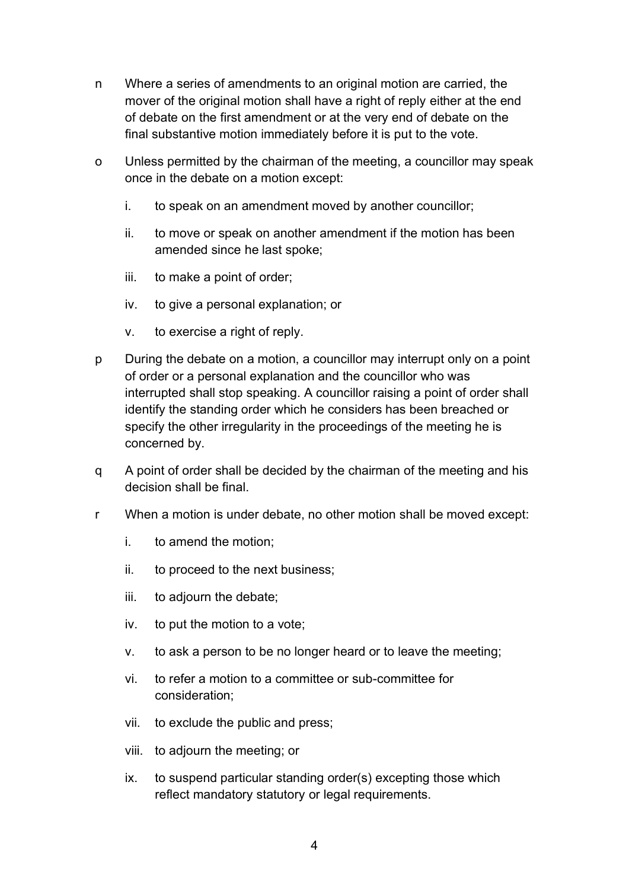n Where a series of amendments to an original motion are carried, the mover of the original motion shall have a right of reply either at the end of debate on the first amendment or at the very end of debate on the final substantive motion immediately before it is put to the vote.

o Unless permitted by the chairman of the meeting, a councillor may speak once in the debate on a motion except:

   i. to speak on an amendment moved by another councillor;

   ii. to move or speak on another amendment if the motion has been amended since he last spoke;

   iii. to make a point of order;

   iv. to give a personal explanation; or

   v. to exercise a right of reply.

p During the debate on a motion, a councillor may interrupt only on a point of order or a personal explanation and the councillor who was interrupted shall stop speaking. A councillor raising a point of order shall identify the standing order which he considers has been breached or specify the other irregularity in the proceedings of the meeting he is concerned by.

q A point of order shall be decided by the chairman of the meeting and his decision shall be final.

r When a motion is under debate, no other motion shall be moved except:

   i. to amend the motion;

   ii. to proceed to the next business;

   iii. to adjourn the debate;

   iv. to put the motion to a vote;

   v. to ask a person to be no longer heard or to leave the meeting;

   vi. to refer a motion to a committee or sub-committee for consideration;

   vii. to exclude the public and press;

   viii. to adjourn the meeting; or

   ix. to suspend particular standing order(s) excepting those which reflect mandatory statutory or legal requirements.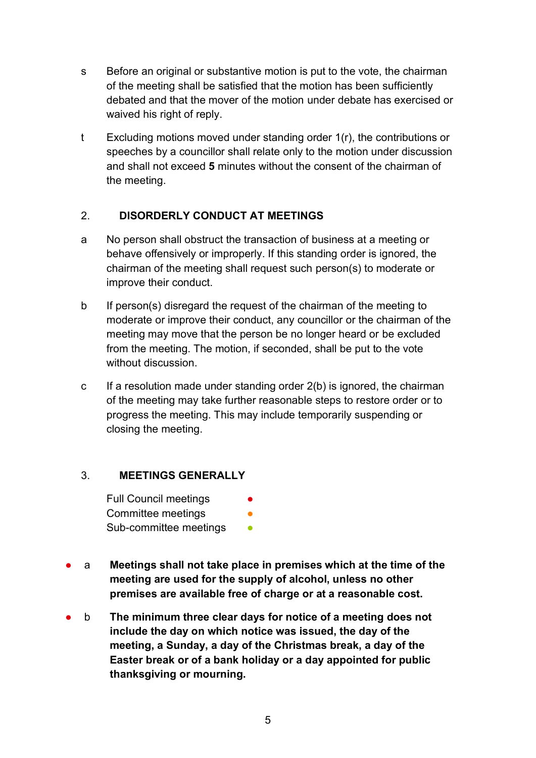s Before an original or substantive motion is put to the vote, the chairman of the meeting shall be satisfied that the motion has been sufficiently debated and that the mover of the motion under debate has exercised or waived his right of reply.

t Excluding motions moved under standing order 1(r), the contributions or speeches by a councillor shall relate only to the motion under discussion and shall not exceed **5** minutes without the consent of the chairman of the meeting.

## 2. DISORDERLY CONDUCT AT MEETINGS

a No person shall obstruct the transaction of business at a meeting or behave offensively or improperly. If this standing order is ignored, the chairman of the meeting shall request such person(s) to moderate or improve their conduct.

b If person(s) disregard the request of the chairman of the meeting to moderate or improve their conduct, any councillor or the chairman of the meeting may move that the person be no longer heard or be excluded from the meeting. The motion, if seconded, shall be put to the vote without discussion.

c If a resolution made under standing order 2(b) is ignored, the chairman of the meeting may take further reasonable steps to restore order or to progress the meeting. This may include temporarily suspending or closing the meeting.

## 3. MEETINGS GENERALLY

Full Council meetings ●
Committee meetings ●
Sub-committee meetings ●

● a **Meetings shall not take place in premises which at the time of the meeting are used for the supply of alcohol, unless no other premises are available free of charge or at a reasonable cost.**

● b **The minimum three clear days for notice of a meeting does not include the day on which notice was issued, the day of the meeting, a Sunday, a day of the Christmas break, a day of the Easter break or of a bank holiday or a day appointed for public thanksgiving or mourning.**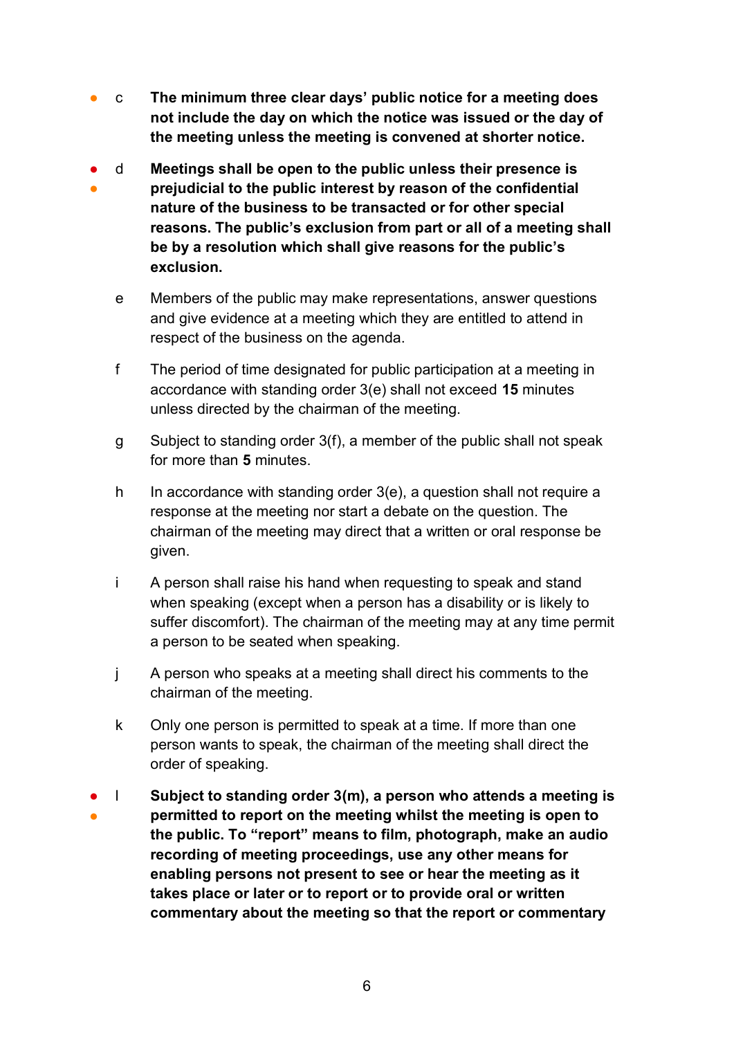- ● c **The minimum three clear days' public notice for a meeting does not include the day on which the notice was issued or the day of the meeting unless the meeting is convened at shorter notice.**

- ● ● d **Meetings shall be open to the public unless their presence is prejudicial to the public interest by reason of the confidential nature of the business to be transacted or for other special reasons. The public's exclusion from part or all of a meeting shall be by a resolution which shall give reasons for the public's exclusion.**

e Members of the public may make representations, answer questions and give evidence at a meeting which they are entitled to attend in respect of the business on the agenda.

f The period of time designated for public participation at a meeting in accordance with standing order 3(e) shall not exceed **15** minutes unless directed by the chairman of the meeting.

g Subject to standing order 3(f), a member of the public shall not speak for more than **5** minutes.

h In accordance with standing order 3(e), a question shall not require a response at the meeting nor start a debate on the question. The chairman of the meeting may direct that a written or oral response be given.

i A person shall raise his hand when requesting to speak and stand when speaking (except when a person has a disability or is likely to suffer discomfort). The chairman of the meeting may at any time permit a person to be seated when speaking.

j A person who speaks at a meeting shall direct his comments to the chairman of the meeting.

k Only one person is permitted to speak at a time. If more than one person wants to speak, the chairman of the meeting shall direct the order of speaking.

- ● ● l **Subject to standing order 3(m), a person who attends a meeting is permitted to report on the meeting whilst the meeting is open to the public. To "report" means to film, photograph, make an audio recording of meeting proceedings, use any other means for enabling persons not present to see or hear the meeting as it takes place or later or to report or to provide oral or written commentary about the meeting so that the report or commentary**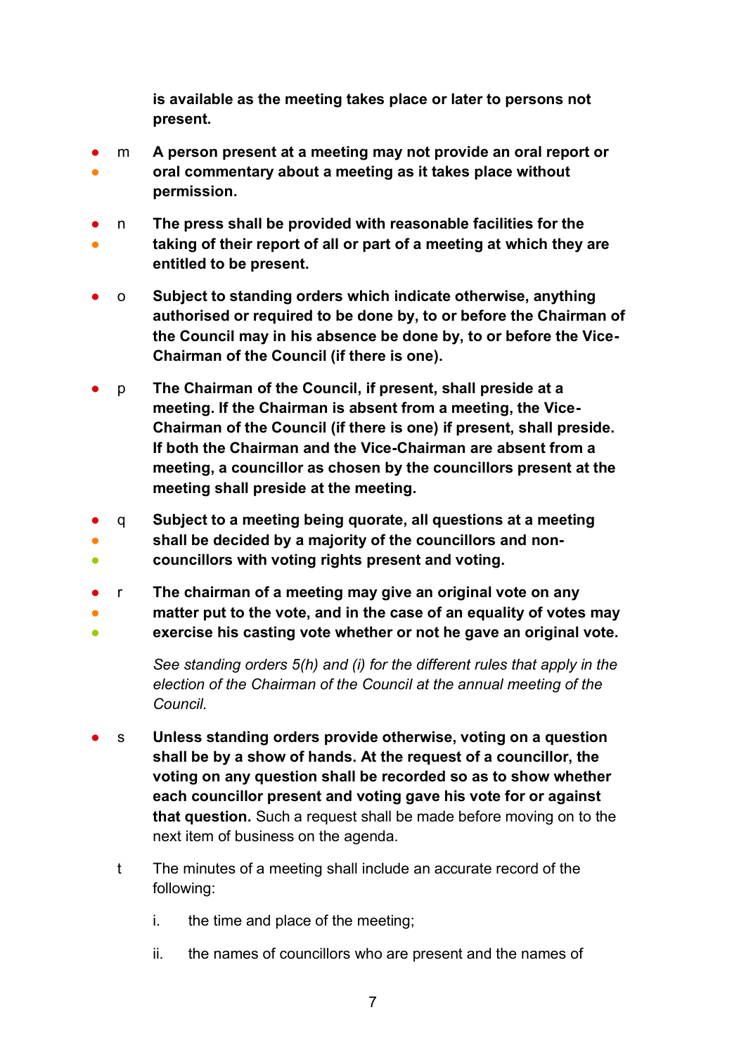**is available as the meeting takes place or later to persons not present.**

- m **A person present at a meeting may not provide an oral report or oral commentary about a meeting as it takes place without permission.**

- n **The press shall be provided with reasonable facilities for the taking of their report of all or part of a meeting at which they are entitled to be present.**

- o **Subject to standing orders which indicate otherwise, anything authorised or required to be done by, to or before the Chairman of the Council may in his absence be done by, to or before the Vice-Chairman of the Council (if there is one).**

- p **The Chairman of the Council, if present, shall preside at a meeting. If the Chairman is absent from a meeting, the Vice-Chairman of the Council (if there is one) if present, shall preside. If both the Chairman and the Vice-Chairman are absent from a meeting, a councillor as chosen by the councillors present at the meeting shall preside at the meeting.**

- q **Subject to a meeting being quorate, all questions at a meeting shall be decided by a majority of the councillors and non-councillors with voting rights present and voting.**

- r **The chairman of a meeting may give an original vote on any matter put to the vote, and in the case of an equality of votes may exercise his casting vote whether or not he gave an original vote.**

  *See standing orders 5(h) and (i) for the different rules that apply in the election of the Chairman of the Council at the annual meeting of the Council.*

- s **Unless standing orders provide otherwise, voting on a question shall be by a show of hands. At the request of a councillor, the voting on any question shall be recorded so as to show whether each councillor present and voting gave his vote for or against that question.** Such a request shall be made before moving on to the next item of business on the agenda.

t The minutes of a meeting shall include an accurate record of the following:

   i. the time and place of the meeting;

   ii. the names of councillors who are present and the names of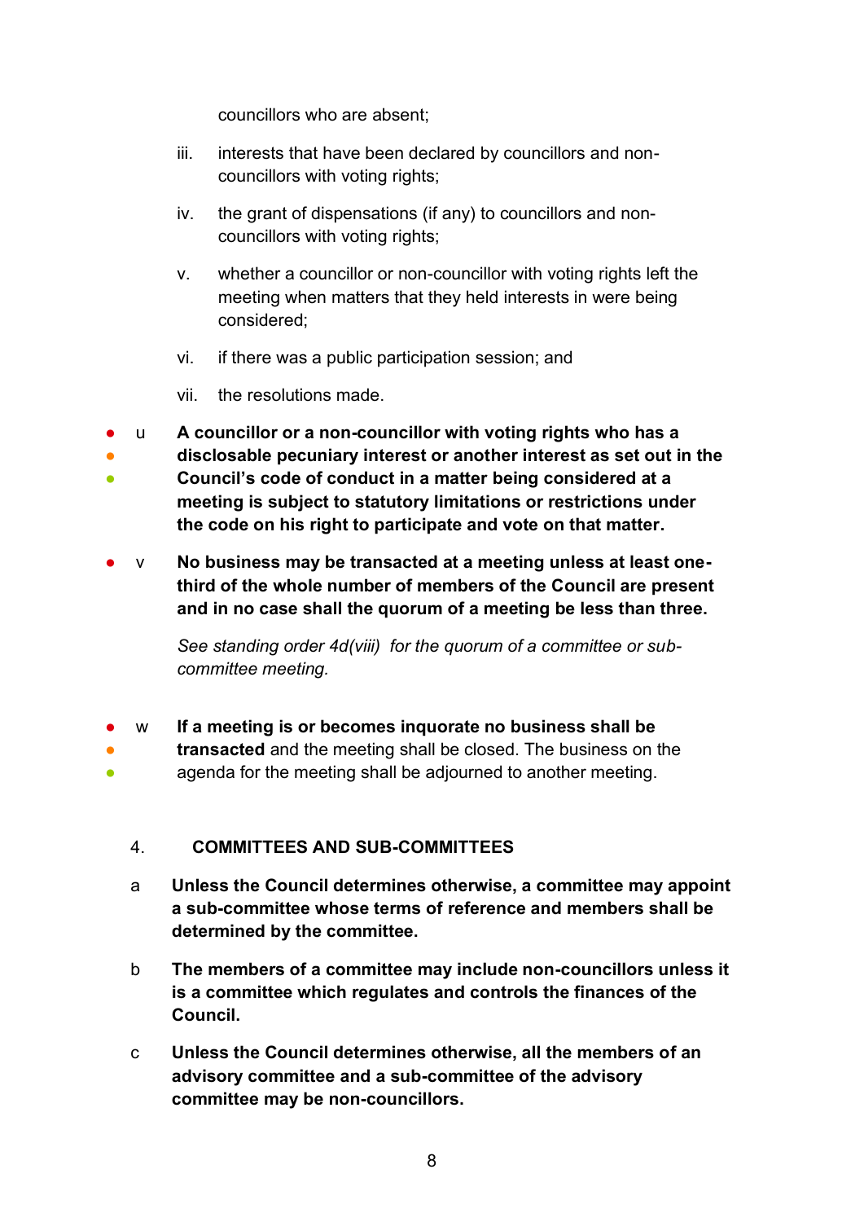councillors who are absent;

iii. interests that have been declared by councillors and non-councillors with voting rights;

iv. the grant of dispensations (if any) to councillors and non-councillors with voting rights;

v. whether a councillor or non-councillor with voting rights left the meeting when matters that they held interests in were being considered;

vi. if there was a public participation session; and

vii. the resolutions made.

● ● ● u **A councillor or a non-councillor with voting rights who has a disclosable pecuniary interest or another interest as set out in the Council's code of conduct in a matter being considered at a meeting is subject to statutory limitations or restrictions under the code on his right to participate and vote on that matter.**

● v **No business may be transacted at a meeting unless at least one-third of the whole number of members of the Council are present and in no case shall the quorum of a meeting be less than three.**

*See standing order 4d(viii) for the quorum of a committee or sub-committee meeting.*

● ● ● w **If a meeting is or becomes inquorate no business shall be transacted** and the meeting shall be closed. The business on the agenda for the meeting shall be adjourned to another meeting.

## 4. COMMITTEES AND SUB-COMMITTEES

a **Unless the Council determines otherwise, a committee may appoint a sub-committee whose terms of reference and members shall be determined by the committee.**

b **The members of a committee may include non-councillors unless it is a committee which regulates and controls the finances of the Council.**

c **Unless the Council determines otherwise, all the members of an advisory committee and a sub-committee of the advisory committee may be non-councillors.**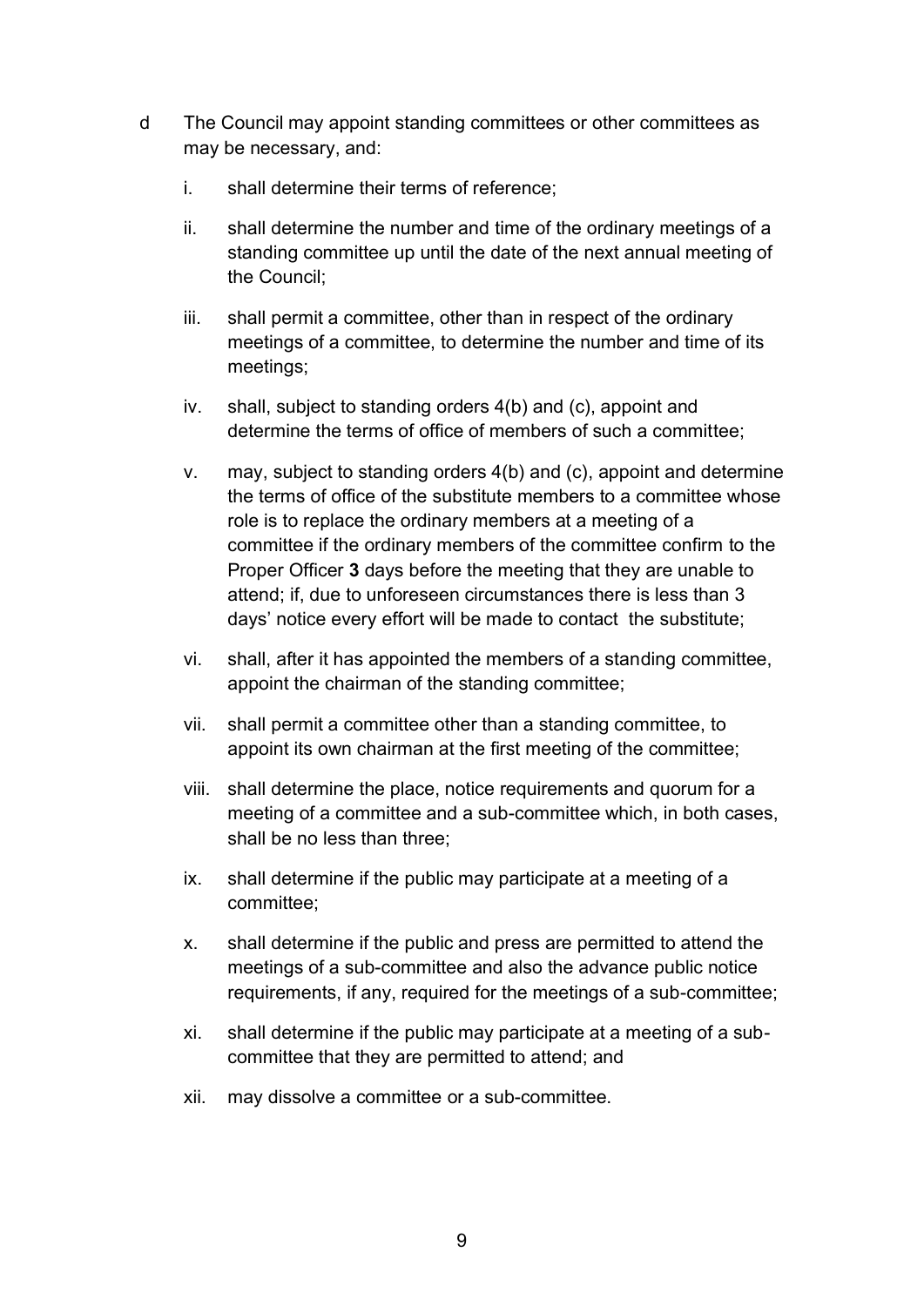d The Council may appoint standing committees or other committees as may be necessary, and:

   i. shall determine their terms of reference;

   ii. shall determine the number and time of the ordinary meetings of a standing committee up until the date of the next annual meeting of the Council;

   iii. shall permit a committee, other than in respect of the ordinary meetings of a committee, to determine the number and time of its meetings;

   iv. shall, subject to standing orders 4(b) and (c), appoint and determine the terms of office of members of such a committee;

   v. may, subject to standing orders 4(b) and (c), appoint and determine the terms of office of the substitute members to a committee whose role is to replace the ordinary members at a meeting of a committee if the ordinary members of the committee confirm to the Proper Officer **3** days before the meeting that they are unable to attend; if, due to unforeseen circumstances there is less than 3 days' notice every effort will be made to contact the substitute;

   vi. shall, after it has appointed the members of a standing committee, appoint the chairman of the standing committee;

   vii. shall permit a committee other than a standing committee, to appoint its own chairman at the first meeting of the committee;

   viii. shall determine the place, notice requirements and quorum for a meeting of a committee and a sub-committee which, in both cases, shall be no less than three;

   ix. shall determine if the public may participate at a meeting of a committee;

   x. shall determine if the public and press are permitted to attend the meetings of a sub-committee and also the advance public notice requirements, if any, required for the meetings of a sub-committee;

   xi. shall determine if the public may participate at a meeting of a sub-committee that they are permitted to attend; and

   xii. may dissolve a committee or a sub-committee.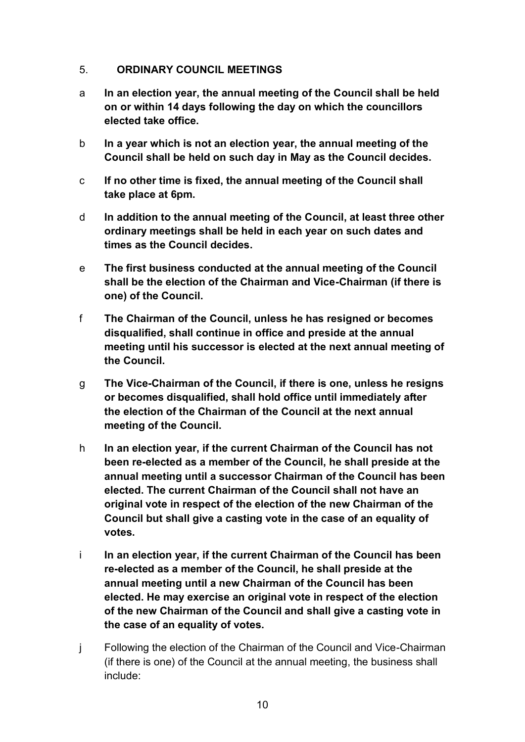## 5. ORDINARY COUNCIL MEETINGS

a **In an election year, the annual meeting of the Council shall be held on or within 14 days following the day on which the councillors elected take office.**

b **In a year which is not an election year, the annual meeting of the Council shall be held on such day in May as the Council decides.**

c **If no other time is fixed, the annual meeting of the Council shall take place at 6pm.**

d **In addition to the annual meeting of the Council, at least three other ordinary meetings shall be held in each year on such dates and times as the Council decides.**

e **The first business conducted at the annual meeting of the Council shall be the election of the Chairman and Vice-Chairman (if there is one) of the Council.**

f **The Chairman of the Council, unless he has resigned or becomes disqualified, shall continue in office and preside at the annual meeting until his successor is elected at the next annual meeting of the Council.**

g **The Vice-Chairman of the Council, if there is one, unless he resigns or becomes disqualified, shall hold office until immediately after the election of the Chairman of the Council at the next annual meeting of the Council.**

h **In an election year, if the current Chairman of the Council has not been re-elected as a member of the Council, he shall preside at the annual meeting until a successor Chairman of the Council has been elected. The current Chairman of the Council shall not have an original vote in respect of the election of the new Chairman of the Council but shall give a casting vote in the case of an equality of votes.**

i **In an election year, if the current Chairman of the Council has been re-elected as a member of the Council, he shall preside at the annual meeting until a new Chairman of the Council has been elected. He may exercise an original vote in respect of the election of the new Chairman of the Council and shall give a casting vote in the case of an equality of votes.**

j Following the election of the Chairman of the Council and Vice-Chairman (if there is one) of the Council at the annual meeting, the business shall include: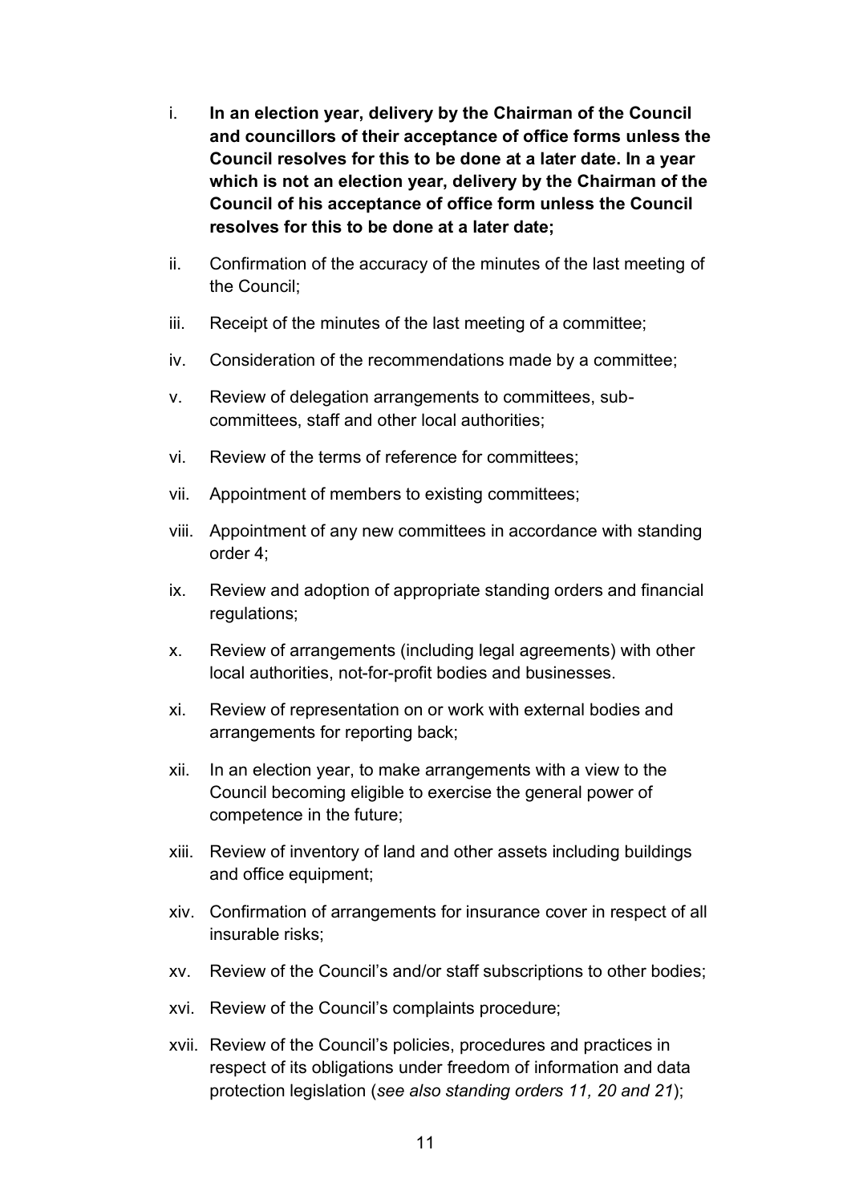i. **In an election year, delivery by the Chairman of the Council and councillors of their acceptance of office forms unless the Council resolves for this to be done at a later date. In a year which is not an election year, delivery by the Chairman of the Council of his acceptance of office form unless the Council resolves for this to be done at a later date;**

ii. Confirmation of the accuracy of the minutes of the last meeting of the Council;

iii. Receipt of the minutes of the last meeting of a committee;

iv. Consideration of the recommendations made by a committee;

v. Review of delegation arrangements to committees, sub-committees, staff and other local authorities;

vi. Review of the terms of reference for committees;

vii. Appointment of members to existing committees;

viii. Appointment of any new committees in accordance with standing order 4;

ix. Review and adoption of appropriate standing orders and financial regulations;

x. Review of arrangements (including legal agreements) with other local authorities, not-for-profit bodies and businesses.

xi. Review of representation on or work with external bodies and arrangements for reporting back;

xii. In an election year, to make arrangements with a view to the Council becoming eligible to exercise the general power of competence in the future;

xiii. Review of inventory of land and other assets including buildings and office equipment;

xiv. Confirmation of arrangements for insurance cover in respect of all insurable risks;

xv. Review of the Council's and/or staff subscriptions to other bodies;

xvi. Review of the Council's complaints procedure;

xvii. Review of the Council's policies, procedures and practices in respect of its obligations under freedom of information and data protection legislation (*see also standing orders 11, 20 and 21*);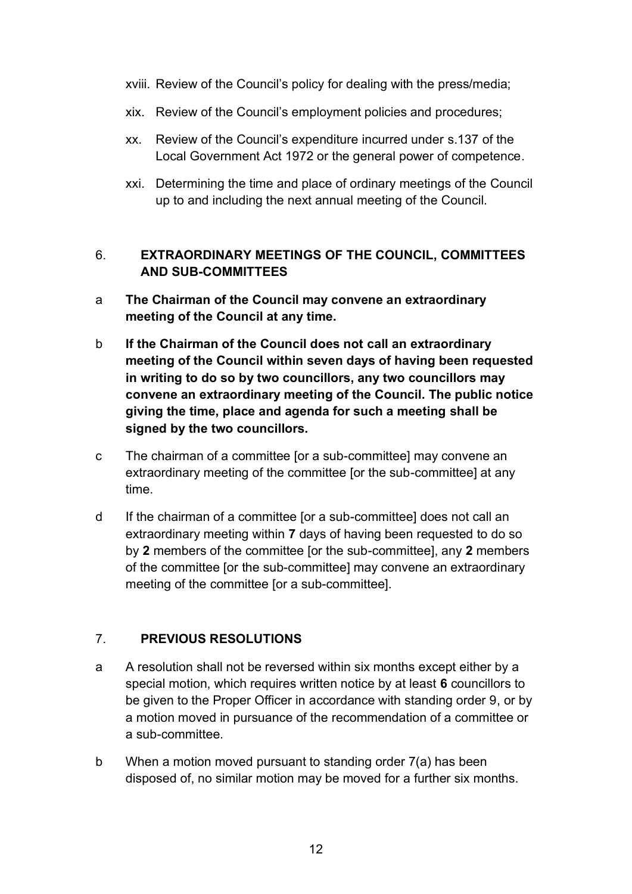xviii. Review of the Council's policy for dealing with the press/media;

xix. Review of the Council's employment policies and procedures;

xx. Review of the Council's expenditure incurred under s.137 of the Local Government Act 1972 or the general power of competence.

xxi. Determining the time and place of ordinary meetings of the Council up to and including the next annual meeting of the Council.

## 6. EXTRAORDINARY MEETINGS OF THE COUNCIL, COMMITTEES AND SUB-COMMITTEES

a **The Chairman of the Council may convene an extraordinary meeting of the Council at any time.**

b **If the Chairman of the Council does not call an extraordinary meeting of the Council within seven days of having been requested in writing to do so by two councillors, any two councillors may convene an extraordinary meeting of the Council. The public notice giving the time, place and agenda for such a meeting shall be signed by the two councillors.**

c The chairman of a committee [or a sub-committee] may convene an extraordinary meeting of the committee [or the sub-committee] at any time.

d If the chairman of a committee [or a sub-committee] does not call an extraordinary meeting within **7** days of having been requested to do so by **2** members of the committee [or the sub-committee], any **2** members of the committee [or the sub-committee] may convene an extraordinary meeting of the committee [or a sub-committee].

## 7. PREVIOUS RESOLUTIONS

a A resolution shall not be reversed within six months except either by a special motion, which requires written notice by at least **6** councillors to be given to the Proper Officer in accordance with standing order 9, or by a motion moved in pursuance of the recommendation of a committee or a sub-committee.

b When a motion moved pursuant to standing order 7(a) has been disposed of, no similar motion may be moved for a further six months.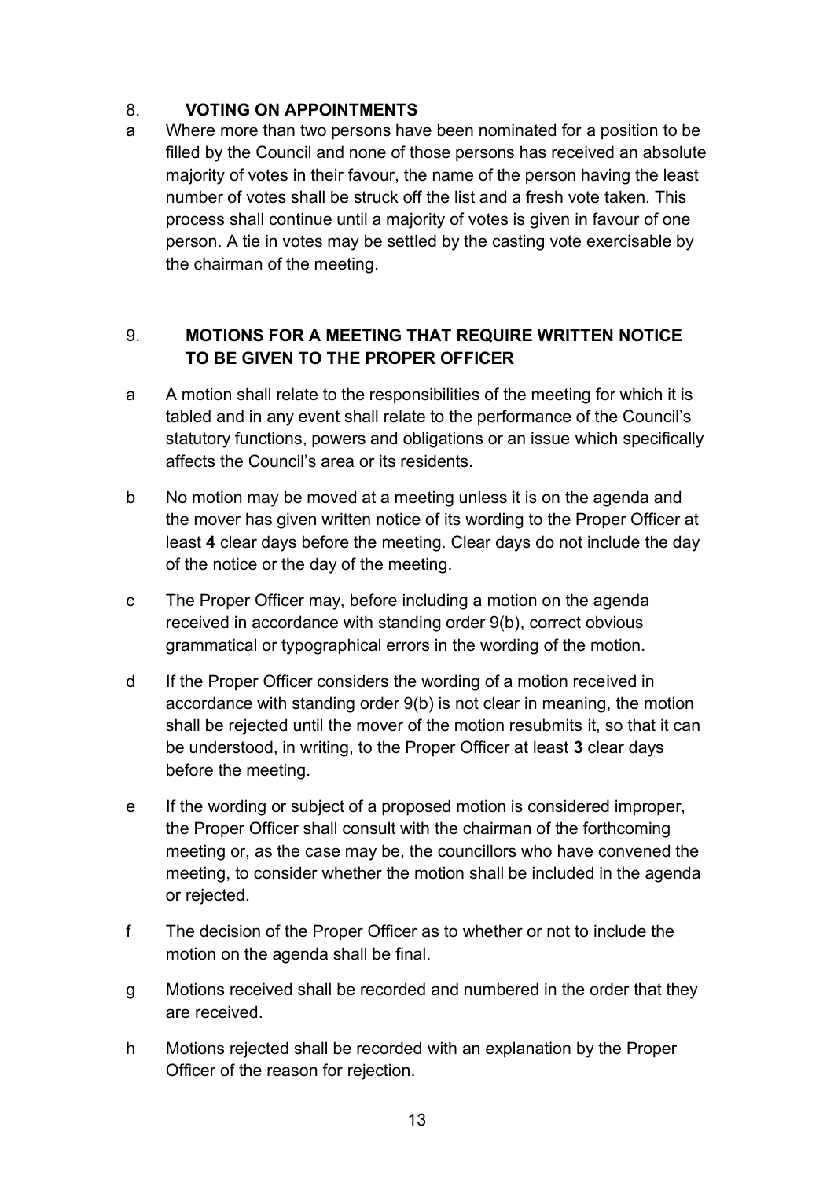## 8. VOTING ON APPOINTMENTS

a Where more than two persons have been nominated for a position to be filled by the Council and none of those persons has received an absolute majority of votes in their favour, the name of the person having the least number of votes shall be struck off the list and a fresh vote taken. This process shall continue until a majority of votes is given in favour of one person. A tie in votes may be settled by the casting vote exercisable by the chairman of the meeting.

## 9. MOTIONS FOR A MEETING THAT REQUIRE WRITTEN NOTICE TO BE GIVEN TO THE PROPER OFFICER

a A motion shall relate to the responsibilities of the meeting for which it is tabled and in any event shall relate to the performance of the Council's statutory functions, powers and obligations or an issue which specifically affects the Council's area or its residents.

b No motion may be moved at a meeting unless it is on the agenda and the mover has given written notice of its wording to the Proper Officer at least **4** clear days before the meeting. Clear days do not include the day of the notice or the day of the meeting.

c The Proper Officer may, before including a motion on the agenda received in accordance with standing order 9(b), correct obvious grammatical or typographical errors in the wording of the motion.

d If the Proper Officer considers the wording of a motion received in accordance with standing order 9(b) is not clear in meaning, the motion shall be rejected until the mover of the motion resubmits it, so that it can be understood, in writing, to the Proper Officer at least **3** clear days before the meeting.

e If the wording or subject of a proposed motion is considered improper, the Proper Officer shall consult with the chairman of the forthcoming meeting or, as the case may be, the councillors who have convened the meeting, to consider whether the motion shall be included in the agenda or rejected.

f The decision of the Proper Officer as to whether or not to include the motion on the agenda shall be final.

g Motions received shall be recorded and numbered in the order that they are received.

h Motions rejected shall be recorded with an explanation by the Proper Officer of the reason for rejection.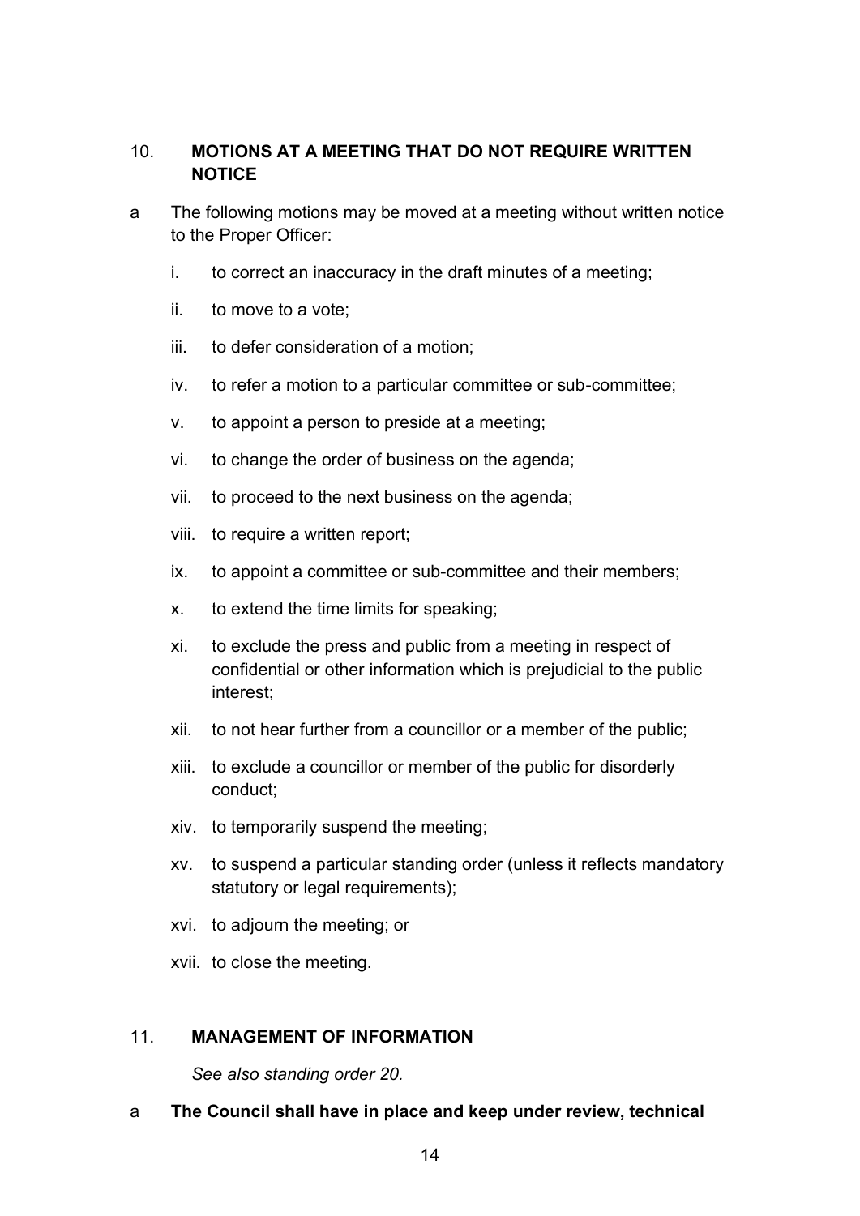## 10. MOTIONS AT A MEETING THAT DO NOT REQUIRE WRITTEN NOTICE

a The following motions may be moved at a meeting without written notice to the Proper Officer:

i. to correct an inaccuracy in the draft minutes of a meeting;

ii. to move to a vote;

iii. to defer consideration of a motion;

iv. to refer a motion to a particular committee or sub-committee;

v. to appoint a person to preside at a meeting;

vi. to change the order of business on the agenda;

vii. to proceed to the next business on the agenda;

viii. to require a written report;

ix. to appoint a committee or sub-committee and their members;

x. to extend the time limits for speaking;

xi. to exclude the press and public from a meeting in respect of confidential or other information which is prejudicial to the public interest;

xii. to not hear further from a councillor or a member of the public;

xiii. to exclude a councillor or member of the public for disorderly conduct;

xiv. to temporarily suspend the meeting;

xv. to suspend a particular standing order (unless it reflects mandatory statutory or legal requirements);

xvi. to adjourn the meeting; or

xvii. to close the meeting.

## 11. MANAGEMENT OF INFORMATION

*See also standing order 20.*

a **The Council shall have in place and keep under review, technical**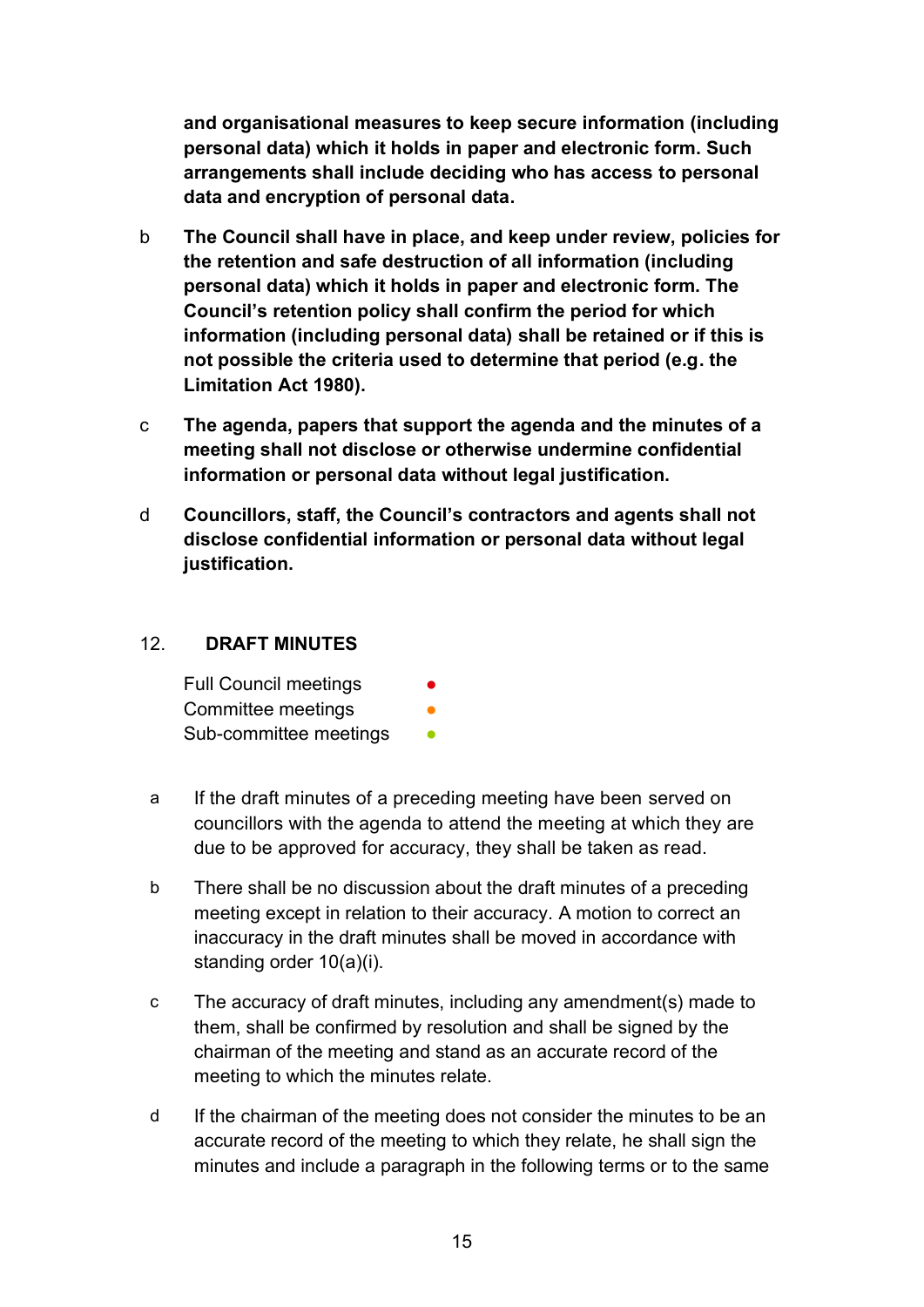**and organisational measures to keep secure information (including personal data) which it holds in paper and electronic form. Such arrangements shall include deciding who has access to personal data and encryption of personal data.**

b **The Council shall have in place, and keep under review, policies for the retention and safe destruction of all information (including personal data) which it holds in paper and electronic form. The Council's retention policy shall confirm the period for which information (including personal data) shall be retained or if this is not possible the criteria used to determine that period (e.g. the Limitation Act 1980).**

c **The agenda, papers that support the agenda and the minutes of a meeting shall not disclose or otherwise undermine confidential information or personal data without legal justification.**

d **Councillors, staff, the Council's contractors and agents shall not disclose confidential information or personal data without legal justification.**

## 12. DRAFT MINUTES

Full Council meetings ●
Committee meetings ●
Sub-committee meetings ●

a If the draft minutes of a preceding meeting have been served on councillors with the agenda to attend the meeting at which they are due to be approved for accuracy, they shall be taken as read.

b There shall be no discussion about the draft minutes of a preceding meeting except in relation to their accuracy. A motion to correct an inaccuracy in the draft minutes shall be moved in accordance with standing order 10(a)(i).

c The accuracy of draft minutes, including any amendment(s) made to them, shall be confirmed by resolution and shall be signed by the chairman of the meeting and stand as an accurate record of the meeting to which the minutes relate.

d If the chairman of the meeting does not consider the minutes to be an accurate record of the meeting to which they relate, he shall sign the minutes and include a paragraph in the following terms or to the same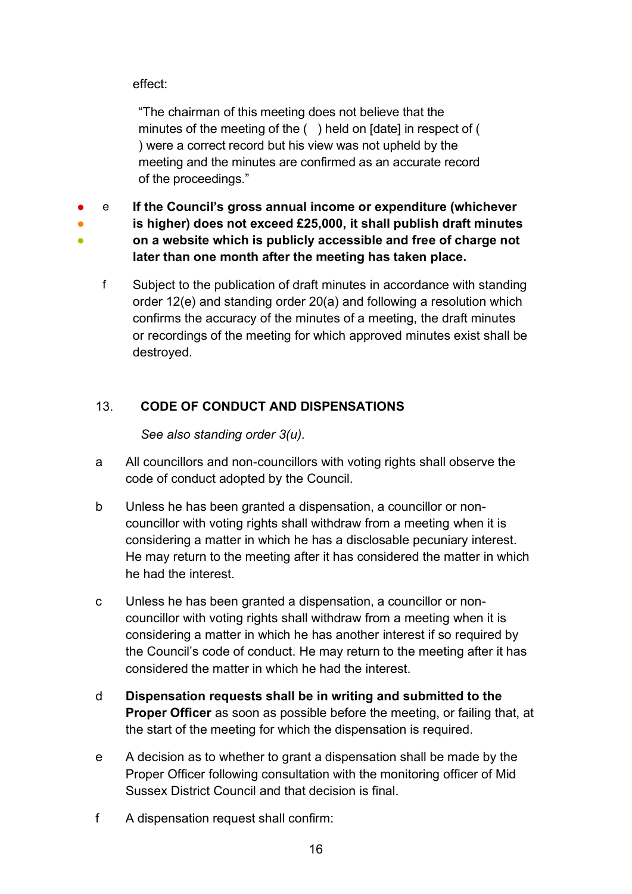effect:

"The chairman of this meeting does not believe that the minutes of the meeting of the (   ) held on [date] in respect of (   ) were a correct record but his view was not upheld by the meeting and the minutes are confirmed as an accurate record of the proceedings."

- e **If the Council's gross annual income or expenditure (whichever is higher) does not exceed £25,000, it shall publish draft minutes on a website which is publicly accessible and free of charge not later than one month after the meeting has taken place.**

- f Subject to the publication of draft minutes in accordance with standing order 12(e) and standing order 20(a) and following a resolution which confirms the accuracy of the minutes of a meeting, the draft minutes or recordings of the meeting for which approved minutes exist shall be destroyed.

## 13. CODE OF CONDUCT AND DISPENSATIONS

*See also standing order 3(u).*

- a All councillors and non-councillors with voting rights shall observe the code of conduct adopted by the Council.

- b Unless he has been granted a dispensation, a councillor or non-councillor with voting rights shall withdraw from a meeting when it is considering a matter in which he has a disclosable pecuniary interest. He may return to the meeting after it has considered the matter in which he had the interest.

- c Unless he has been granted a dispensation, a councillor or non-councillor with voting rights shall withdraw from a meeting when it is considering a matter in which he has another interest if so required by the Council's code of conduct. He may return to the meeting after it has considered the matter in which he had the interest.

- d **Dispensation requests shall be in writing and submitted to the Proper Officer** as soon as possible before the meeting, or failing that, at the start of the meeting for which the dispensation is required.

- e A decision as to whether to grant a dispensation shall be made by the Proper Officer following consultation with the monitoring officer of Mid Sussex District Council and that decision is final.

- f A dispensation request shall confirm: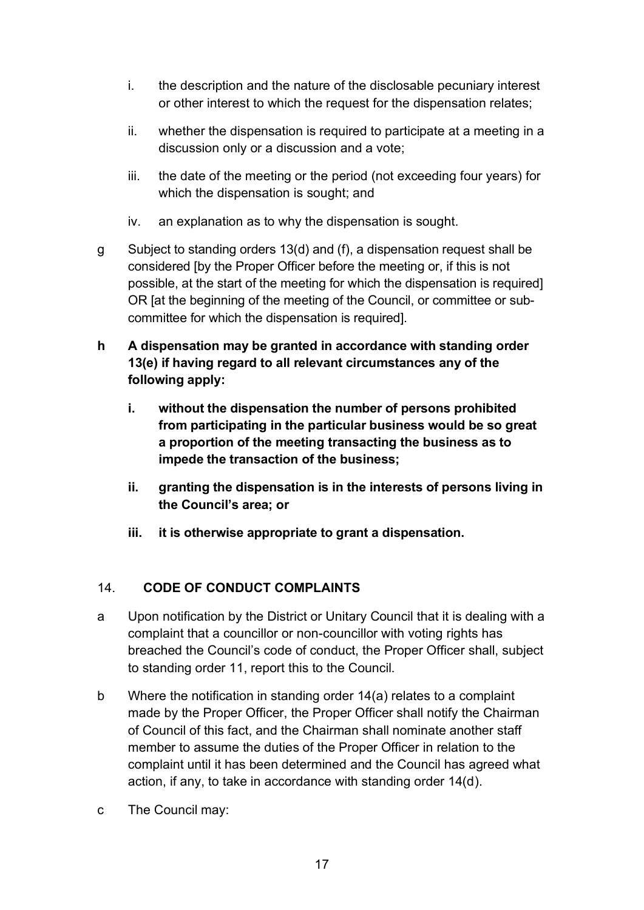i. the description and the nature of the disclosable pecuniary interest or other interest to which the request for the dispensation relates;

ii. whether the dispensation is required to participate at a meeting in a discussion only or a discussion and a vote;

iii. the date of the meeting or the period (not exceeding four years) for which the dispensation is sought; and

iv. an explanation as to why the dispensation is sought.

g Subject to standing orders 13(d) and (f), a dispensation request shall be considered [by the Proper Officer before the meeting or, if this is not possible, at the start of the meeting for which the dispensation is required] OR [at the beginning of the meeting of the Council, or committee or sub-committee for which the dispensation is required].

**h A dispensation may be granted in accordance with standing order 13(e) if having regard to all relevant circumstances any of the following apply:**

**i. without the dispensation the number of persons prohibited from participating in the particular business would be so great a proportion of the meeting transacting the business as to impede the transaction of the business;**

**ii. granting the dispensation is in the interests of persons living in the Council's area; or**

**iii. it is otherwise appropriate to grant a dispensation.**

## 14. CODE OF CONDUCT COMPLAINTS

a Upon notification by the District or Unitary Council that it is dealing with a complaint that a councillor or non-councillor with voting rights has breached the Council's code of conduct, the Proper Officer shall, subject to standing order 11, report this to the Council.

b Where the notification in standing order 14(a) relates to a complaint made by the Proper Officer, the Proper Officer shall notify the Chairman of Council of this fact, and the Chairman shall nominate another staff member to assume the duties of the Proper Officer in relation to the complaint until it has been determined and the Council has agreed what action, if any, to take in accordance with standing order 14(d).

c The Council may: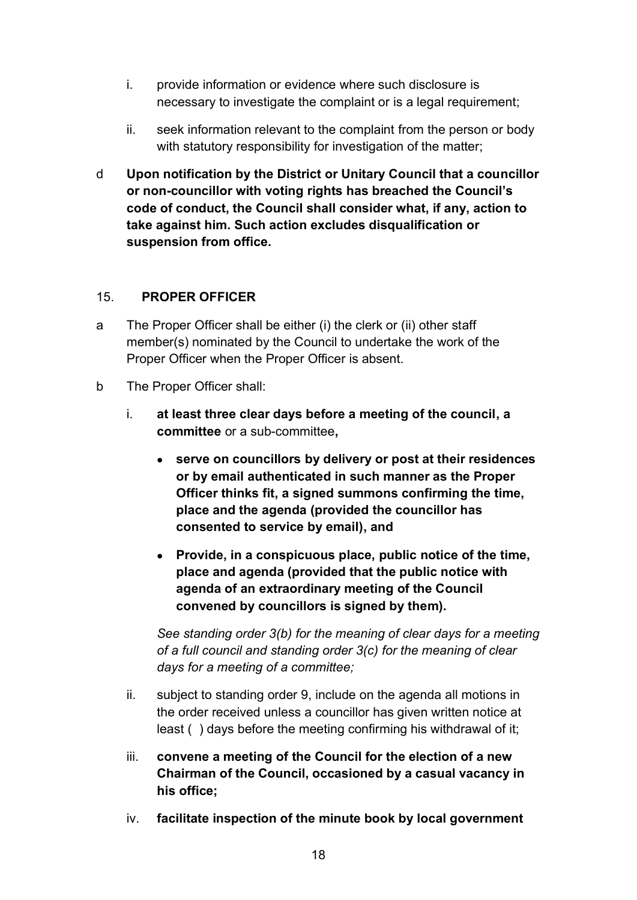i. provide information or evidence where such disclosure is necessary to investigate the complaint or is a legal requirement;

ii. seek information relevant to the complaint from the person or body with statutory responsibility for investigation of the matter;

d **Upon notification by the District or Unitary Council that a councillor or non-councillor with voting rights has breached the Council's code of conduct, the Council shall consider what, if any, action to take against him. Such action excludes disqualification or suspension from office.**

## 15. PROPER OFFICER

a The Proper Officer shall be either (i) the clerk or (ii) other staff member(s) nominated by the Council to undertake the work of the Proper Officer when the Proper Officer is absent.

b The Proper Officer shall:

i. **at least three clear days before a meeting of the council, a committee** or a sub-committee**,**

- **serve on councillors by delivery or post at their residences or by email authenticated in such manner as the Proper Officer thinks fit, a signed summons confirming the time, place and the agenda (provided the councillor has consented to service by email), and**
- **Provide, in a conspicuous place, public notice of the time, place and agenda (provided that the public notice with agenda of an extraordinary meeting of the Council convened by councillors is signed by them).**

*See standing order 3(b) for the meaning of clear days for a meeting of a full council and standing order 3(c) for the meaning of clear days for a meeting of a committee;*

ii. subject to standing order 9, include on the agenda all motions in the order received unless a councillor has given written notice at least ( ) days before the meeting confirming his withdrawal of it;

iii. **convene a meeting of the Council for the election of a new Chairman of the Council, occasioned by a casual vacancy in his office;**

iv. **facilitate inspection of the minute book by local government**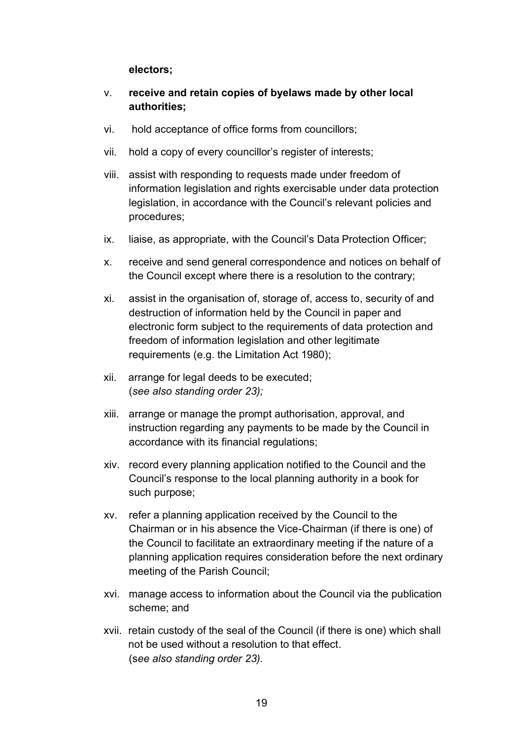**electors;**

v. **receive and retain copies of byelaws made by other local authorities;**

vi. hold acceptance of office forms from councillors;

vii. hold a copy of every councillor's register of interests;

viii. assist with responding to requests made under freedom of information legislation and rights exercisable under data protection legislation, in accordance with the Council's relevant policies and procedures;

ix. liaise, as appropriate, with the Council's Data Protection Officer;

x. receive and send general correspondence and notices on behalf of the Council except where there is a resolution to the contrary;

xi. assist in the organisation of, storage of, access to, security of and destruction of information held by the Council in paper and electronic form subject to the requirements of data protection and freedom of information legislation and other legitimate requirements (e.g. the Limitation Act 1980);

xii. arrange for legal deeds to be executed;
(*see also standing order 23);*

xiii. arrange or manage the prompt authorisation, approval, and instruction regarding any payments to be made by the Council in accordance with its financial regulations;

xiv. record every planning application notified to the Council and the Council's response to the local planning authority in a book for such purpose;

xv. refer a planning application received by the Council to the Chairman or in his absence the Vice-Chairman (if there is one) of the Council to facilitate an extraordinary meeting if the nature of a planning application requires consideration before the next ordinary meeting of the Parish Council;

xvi. manage access to information about the Council via the publication scheme; and

xvii. retain custody of the seal of the Council (if there is one) which shall not be used without a resolution to that effect.
(s*ee also standing order 23).*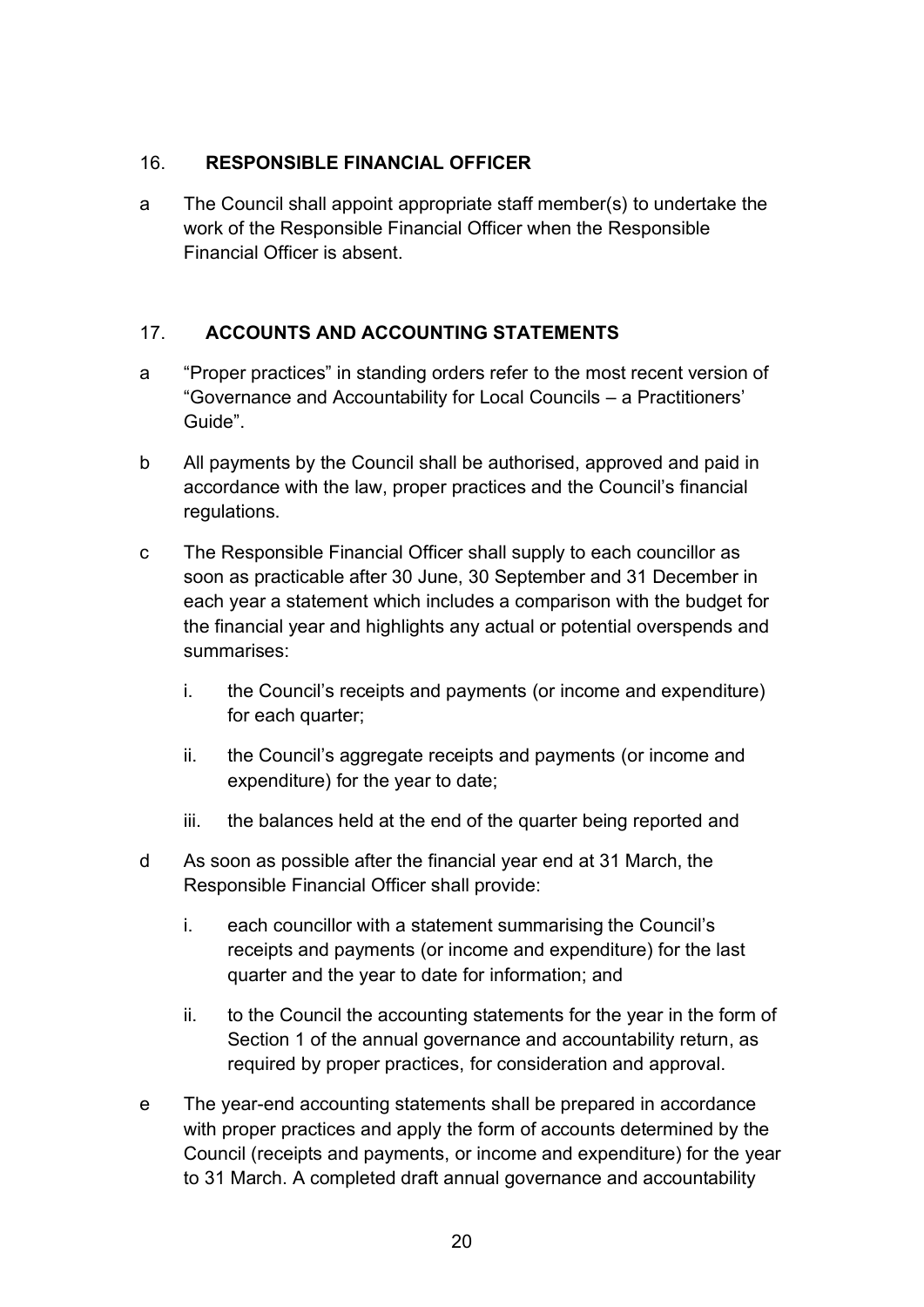## 16. RESPONSIBLE FINANCIAL OFFICER

a The Council shall appoint appropriate staff member(s) to undertake the work of the Responsible Financial Officer when the Responsible Financial Officer is absent.

## 17. ACCOUNTS AND ACCOUNTING STATEMENTS

a "Proper practices" in standing orders refer to the most recent version of "Governance and Accountability for Local Councils – a Practitioners' Guide".

b All payments by the Council shall be authorised, approved and paid in accordance with the law, proper practices and the Council's financial regulations.

c The Responsible Financial Officer shall supply to each councillor as soon as practicable after 30 June, 30 September and 31 December in each year a statement which includes a comparison with the budget for the financial year and highlights any actual or potential overspends and summarises:

   i. the Council's receipts and payments (or income and expenditure) for each quarter;

   ii. the Council's aggregate receipts and payments (or income and expenditure) for the year to date;

   iii. the balances held at the end of the quarter being reported and

d As soon as possible after the financial year end at 31 March, the Responsible Financial Officer shall provide:

   i. each councillor with a statement summarising the Council's receipts and payments (or income and expenditure) for the last quarter and the year to date for information; and

   ii. to the Council the accounting statements for the year in the form of Section 1 of the annual governance and accountability return, as required by proper practices, for consideration and approval.

e The year-end accounting statements shall be prepared in accordance with proper practices and apply the form of accounts determined by the Council (receipts and payments, or income and expenditure) for the year to 31 March. A completed draft annual governance and accountability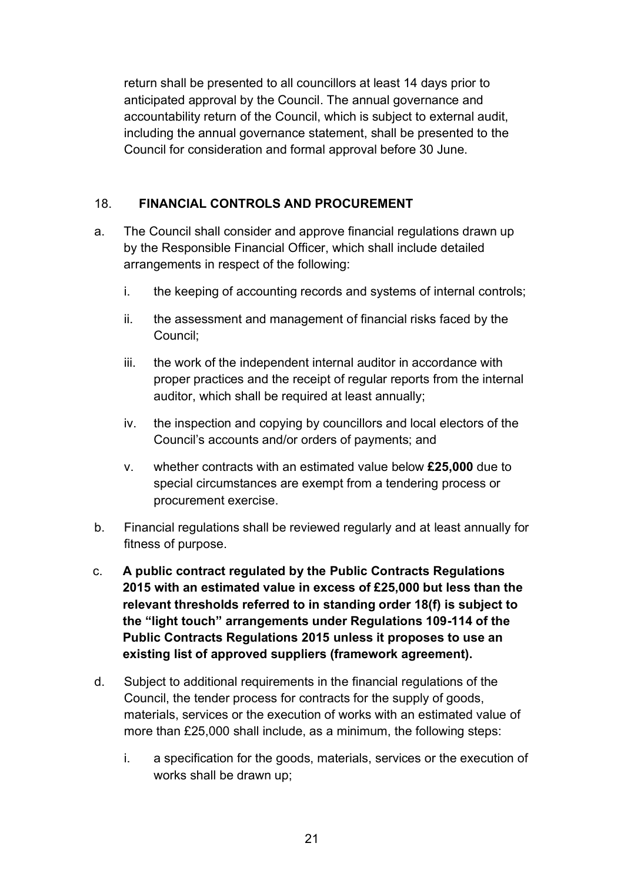return shall be presented to all councillors at least 14 days prior to anticipated approval by the Council. The annual governance and accountability return of the Council, which is subject to external audit, including the annual governance statement, shall be presented to the Council for consideration and formal approval before 30 June.

## 18. FINANCIAL CONTROLS AND PROCUREMENT

a. The Council shall consider and approve financial regulations drawn up by the Responsible Financial Officer, which shall include detailed arrangements in respect of the following:

   i. the keeping of accounting records and systems of internal controls;

   ii. the assessment and management of financial risks faced by the Council;

   iii. the work of the independent internal auditor in accordance with proper practices and the receipt of regular reports from the internal auditor, which shall be required at least annually;

   iv. the inspection and copying by councillors and local electors of the Council's accounts and/or orders of payments; and

   v. whether contracts with an estimated value below **£25,000** due to special circumstances are exempt from a tendering process or procurement exercise.

b. Financial regulations shall be reviewed regularly and at least annually for fitness of purpose.

c. **A public contract regulated by the Public Contracts Regulations 2015 with an estimated value in excess of £25,000 but less than the relevant thresholds referred to in standing order 18(f) is subject to the "light touch" arrangements under Regulations 109-114 of the Public Contracts Regulations 2015 unless it proposes to use an existing list of approved suppliers (framework agreement).**

d. Subject to additional requirements in the financial regulations of the Council, the tender process for contracts for the supply of goods, materials, services or the execution of works with an estimated value of more than £25,000 shall include, as a minimum, the following steps:

   i. a specification for the goods, materials, services or the execution of works shall be drawn up;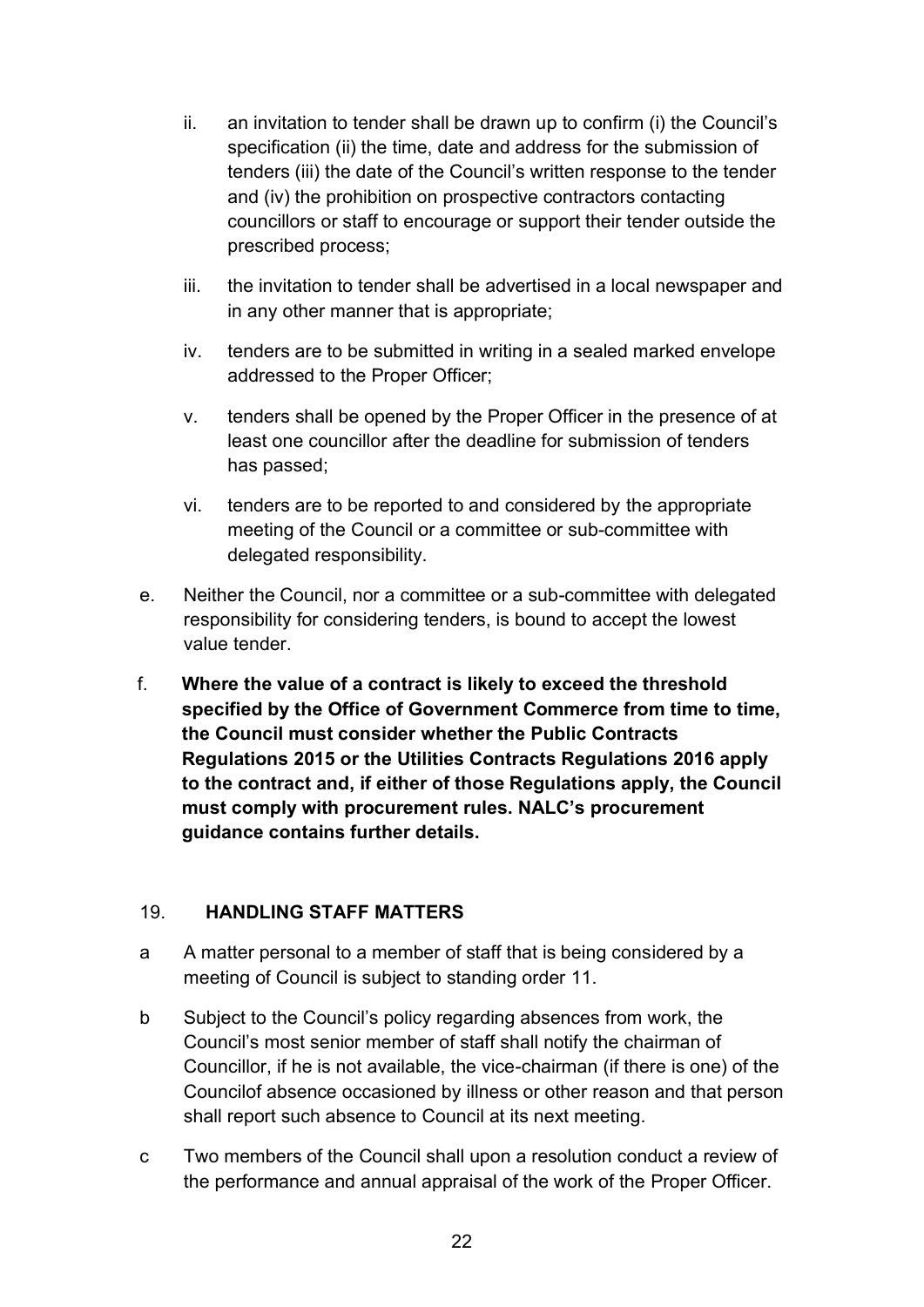ii. an invitation to tender shall be drawn up to confirm (i) the Council's specification (ii) the time, date and address for the submission of tenders (iii) the date of the Council's written response to the tender and (iv) the prohibition on prospective contractors contacting councillors or staff to encourage or support their tender outside the prescribed process;

iii. the invitation to tender shall be advertised in a local newspaper and in any other manner that is appropriate;

iv. tenders are to be submitted in writing in a sealed marked envelope addressed to the Proper Officer;

v. tenders shall be opened by the Proper Officer in the presence of at least one councillor after the deadline for submission of tenders has passed;

vi. tenders are to be reported to and considered by the appropriate meeting of the Council or a committee or sub-committee with delegated responsibility.

e. Neither the Council, nor a committee or a sub-committee with delegated responsibility for considering tenders, is bound to accept the lowest value tender.

f. **Where the value of a contract is likely to exceed the threshold specified by the Office of Government Commerce from time to time, the Council must consider whether the Public Contracts Regulations 2015 or the Utilities Contracts Regulations 2016 apply to the contract and, if either of those Regulations apply, the Council must comply with procurement rules. NALC's procurement guidance contains further details.**

## 19. HANDLING STAFF MATTERS

a A matter personal to a member of staff that is being considered by a meeting of Council is subject to standing order 11.

b Subject to the Council's policy regarding absences from work, the Council's most senior member of staff shall notify the chairman of Councillor, if he is not available, the vice-chairman (if there is one) of the Councilof absence occasioned by illness or other reason and that person shall report such absence to Council at its next meeting.

c Two members of the Council shall upon a resolution conduct a review of the performance and annual appraisal of the work of the Proper Officer.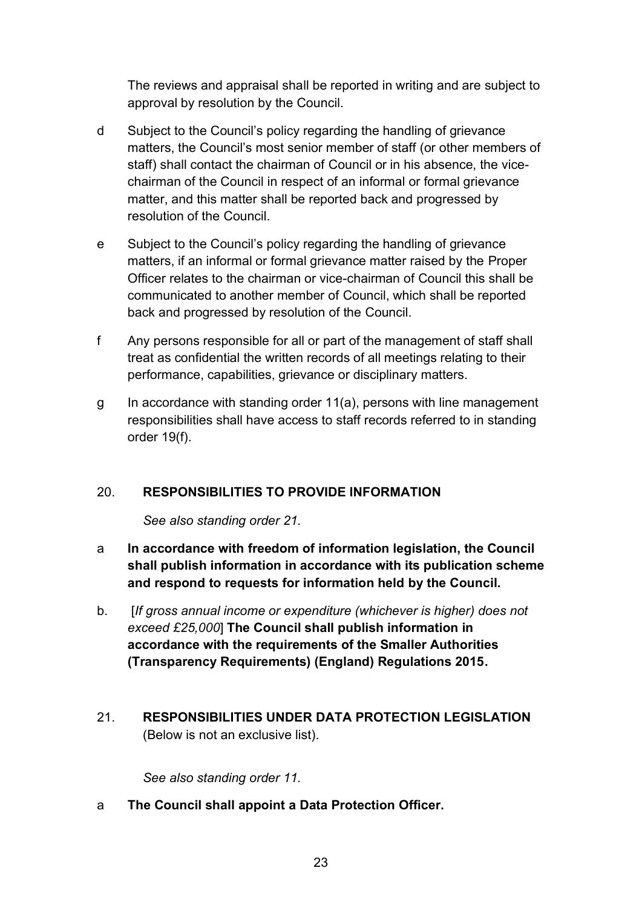The reviews and appraisal shall be reported in writing and are subject to approval by resolution by the Council.

d Subject to the Council's policy regarding the handling of grievance matters, the Council's most senior member of staff (or other members of staff) shall contact the chairman of Council or in his absence, the vice-chairman of the Council in respect of an informal or formal grievance matter, and this matter shall be reported back and progressed by resolution of the Council.

e Subject to the Council's policy regarding the handling of grievance matters, if an informal or formal grievance matter raised by the Proper Officer relates to the chairman or vice-chairman of Council this shall be communicated to another member of Council, which shall be reported back and progressed by resolution of the Council.

f Any persons responsible for all or part of the management of staff shall treat as confidential the written records of all meetings relating to their performance, capabilities, grievance or disciplinary matters.

g In accordance with standing order 11(a), persons with line management responsibilities shall have access to staff records referred to in standing order 19(f).

## 20. RESPONSIBILITIES TO PROVIDE INFORMATION

*See also standing order 21.*

a **In accordance with freedom of information legislation, the Council shall publish information in accordance with its publication scheme and respond to requests for information held by the Council.**

b. [*If gross annual income or expenditure (whichever is higher) does not exceed £25,000*] **The Council shall publish information in accordance with the requirements of the Smaller Authorities (Transparency Requirements) (England) Regulations 2015.**

## 21. RESPONSIBILITIES UNDER DATA PROTECTION LEGISLATION

(Below is not an exclusive list).

*See also standing order 11.*

a **The Council shall appoint a Data Protection Officer.**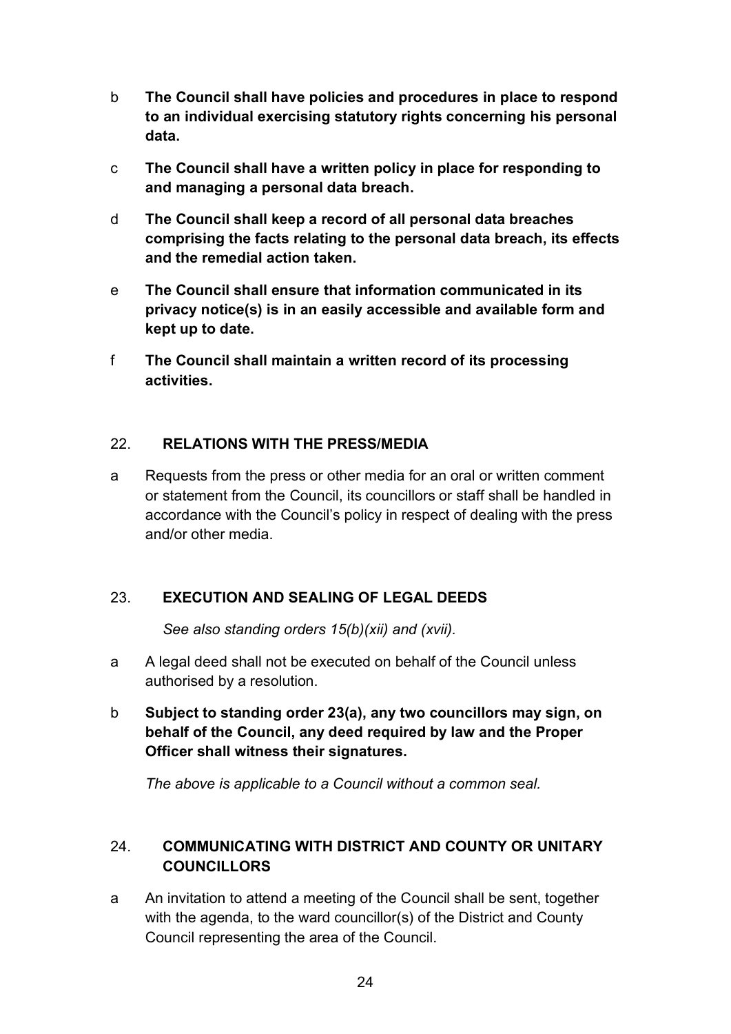b **The Council shall have policies and procedures in place to respond to an individual exercising statutory rights concerning his personal data.**

c **The Council shall have a written policy in place for responding to and managing a personal data breach.**

d **The Council shall keep a record of all personal data breaches comprising the facts relating to the personal data breach, its effects and the remedial action taken.**

e **The Council shall ensure that information communicated in its privacy notice(s) is in an easily accessible and available form and kept up to date.**

f **The Council shall maintain a written record of its processing activities.**

## 22. RELATIONS WITH THE PRESS/MEDIA

a Requests from the press or other media for an oral or written comment or statement from the Council, its councillors or staff shall be handled in accordance with the Council's policy in respect of dealing with the press and/or other media.

## 23. EXECUTION AND SEALING OF LEGAL DEEDS

*See also standing orders 15(b)(xii) and (xvii).*

a A legal deed shall not be executed on behalf of the Council unless authorised by a resolution.

b **Subject to standing order 23(a), any two councillors may sign, on behalf of the Council, any deed required by law and the Proper Officer shall witness their signatures.**

*The above is applicable to a Council without a common seal.*

## 24. COMMUNICATING WITH DISTRICT AND COUNTY OR UNITARY COUNCILLORS

a An invitation to attend a meeting of the Council shall be sent, together with the agenda, to the ward councillor(s) of the District and County Council representing the area of the Council.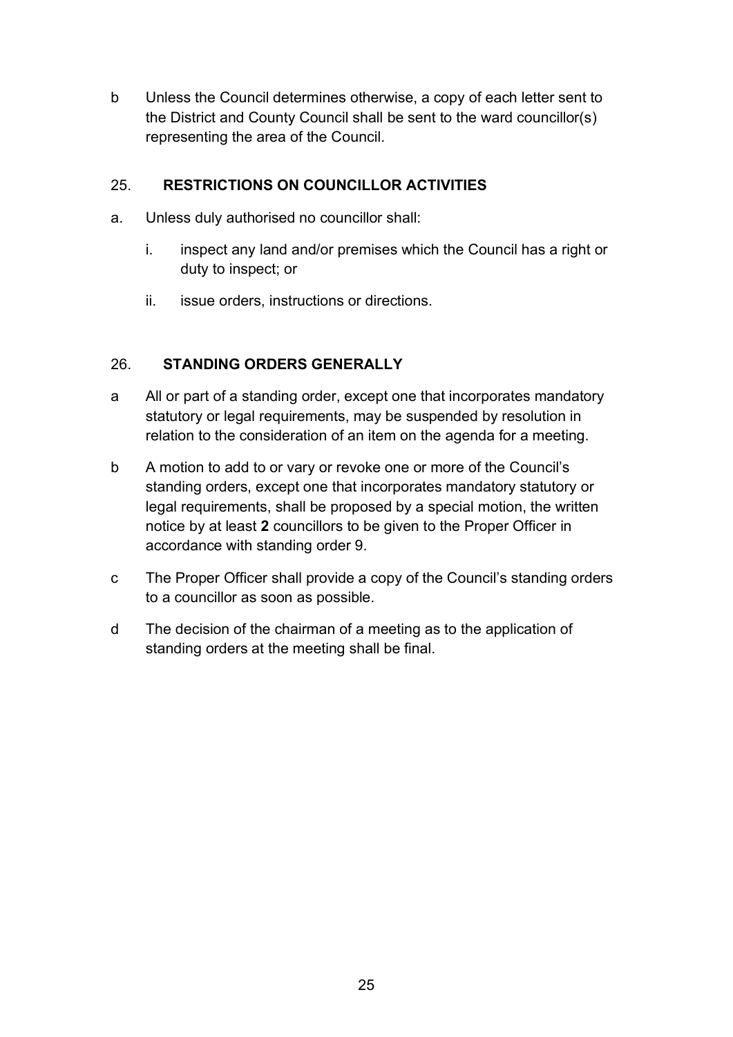b Unless the Council determines otherwise, a copy of each letter sent to the District and County Council shall be sent to the ward councillor(s) representing the area of the Council.

## 25. RESTRICTIONS ON COUNCILLOR ACTIVITIES

a. Unless duly authorised no councillor shall:

   i. inspect any land and/or premises which the Council has a right or duty to inspect; or

   ii. issue orders, instructions or directions.

## 26. STANDING ORDERS GENERALLY

a All or part of a standing order, except one that incorporates mandatory statutory or legal requirements, may be suspended by resolution in relation to the consideration of an item on the agenda for a meeting.

b A motion to add to or vary or revoke one or more of the Council's standing orders, except one that incorporates mandatory statutory or legal requirements, shall be proposed by a special motion, the written notice by at least **2** councillors to be given to the Proper Officer in accordance with standing order 9.

c The Proper Officer shall provide a copy of the Council's standing orders to a councillor as soon as possible.

d The decision of the chairman of a meeting as to the application of standing orders at the meeting shall be final.